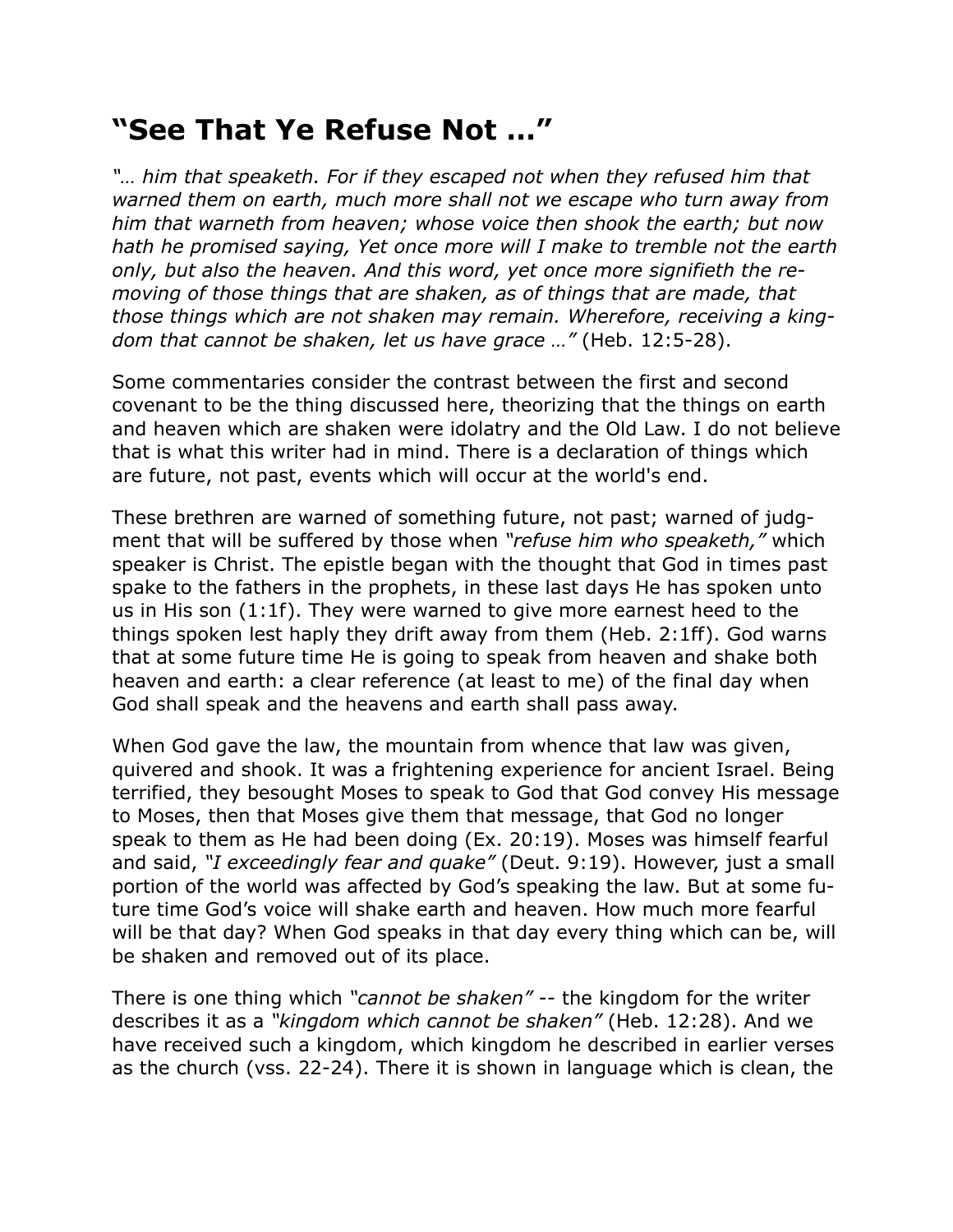# "See That Ye Refuse Not …"

*"… him that speaketh. For if they escaped not when they refused him that warned them on earth, much more shall not we escape who turn away from him that warneth from heaven; whose voice then shook the earth; but now hath he promised saying, Yet once more will I make to tremble not the earth only, but also the heaven. And this word, yet once more signifieth the removing of those things that are shaken, as of things that are made, that those things which are not shaken may remain. Wherefore, receiving a kingdom that cannot be shaken, let us have grace …"* (Heb. 12:5-28).

Some commentaries consider the contrast between the first and second covenant to be the thing discussed here, theorizing that the things on earth and heaven which are shaken were idolatry and the Old Law. I do not believe that is what this writer had in mind. There is a declaration of things which are future, not past, events which will occur at the world's end.

These brethren are warned of something future, not past; warned of judgment that will be suffered by those when *"refuse him who speaketh,"* which speaker is Christ. The epistle began with the thought that God in times past spake to the fathers in the prophets, in these last days He has spoken unto us in His son (1:1f). They were warned to give more earnest heed to the things spoken lest haply they drift away from them (Heb. 2:1ff). God warns that at some future time He is going to speak from heaven and shake both heaven and earth: a clear reference (at least to me) of the final day when God shall speak and the heavens and earth shall pass away.

When God gave the law, the mountain from whence that law was given, quivered and shook. It was a frightening experience for ancient Israel. Being terrified, they besought Moses to speak to God that God convey His message to Moses, then that Moses give them that message, that God no longer speak to them as He had been doing (Ex. 20:19). Moses was himself fearful and said, *"I exceedingly fear and quake"* (Deut. 9:19). However, just a small portion of the world was affected by God's speaking the law. But at some future time God's voice will shake earth and heaven. How much more fearful will be that day? When God speaks in that day every thing which can be, will be shaken and removed out of its place.

There is one thing which *"cannot be shaken"* -- the kingdom for the writer describes it as a *"kingdom which cannot be shaken"* (Heb. 12:28). And we have received such a kingdom, which kingdom he described in earlier verses as the church (vss. 22-24). There it is shown in language which is clean, the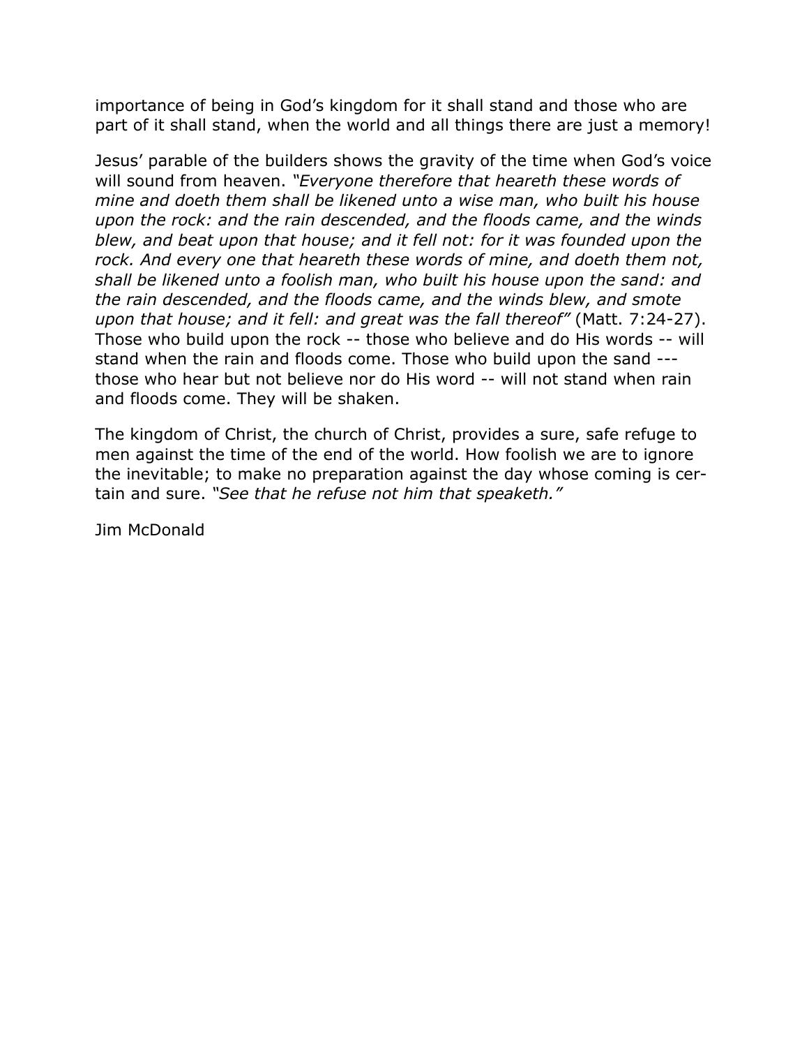importance of being in God's kingdom for it shall stand and those who are part of it shall stand, when the world and all things there are just a memory!

Jesus' parable of the builders shows the gravity of the time when God's voice will sound from heaven. *"Everyone therefore that heareth these words of mine and doeth them shall be likened unto a wise man, who built his house upon the rock: and the rain descended, and the floods came, and the winds blew, and beat upon that house; and it fell not: for it was founded upon the rock. And every one that heareth these words of mine, and doeth them not, shall be likened unto a foolish man, who built his house upon the sand: and the rain descended, and the floods came, and the winds blew, and smote upon that house; and it fell: and great was the fall thereof"* (Matt. 7:24-27). Those who build upon the rock -- those who believe and do His words -- will stand when the rain and floods come. Those who build upon the sand --- those who hear but not believe nor do His word -- will not stand when rain and floods come. They will be shaken.

The kingdom of Christ, the church of Christ, provides a sure, safe refuge to men against the time of the end of the world. How foolish we are to ignore the inevitable; to make no preparation against the day whose coming is certain and sure. *"See that he refuse not him that speaketh."*

Jim McDonald